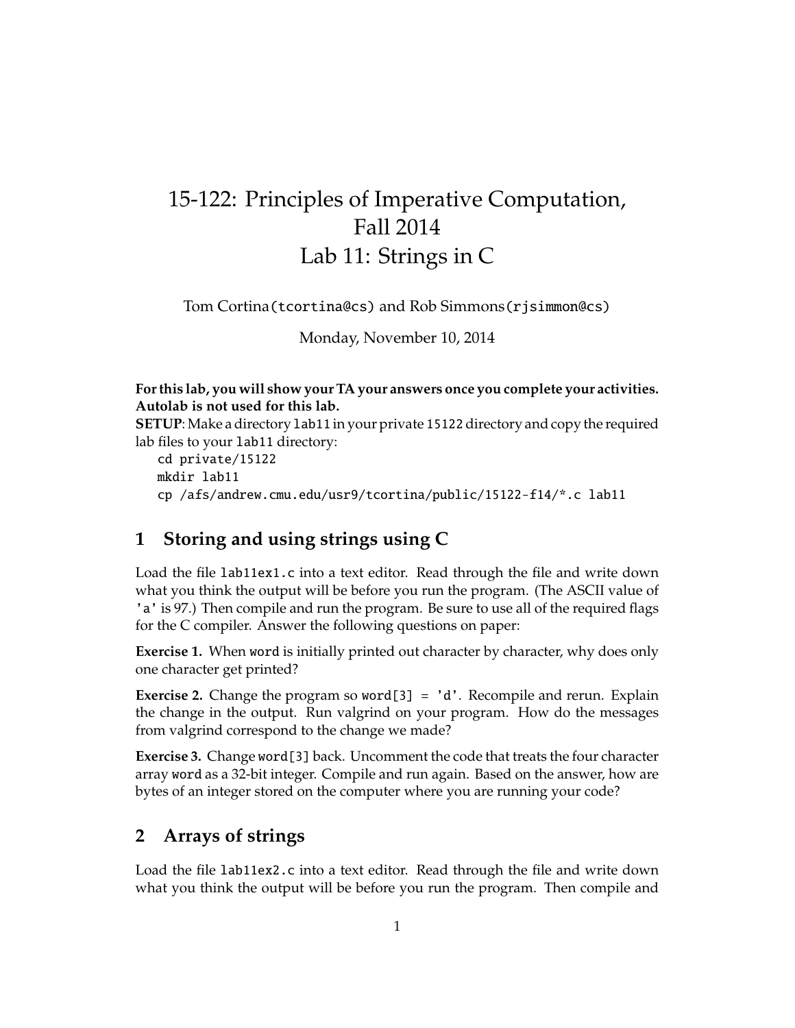# 15-122: Principles of Imperative Computation, Fall 2014
# Lab 11: Strings in C

Tom Cortina(`tcortina@cs`) and Rob Simmons(`rjsimmon@cs`)

Monday, November 10, 2014

**For this lab, you will show your TA your answers once you complete your activities. Autolab is not used for this lab.**

**SETUP**: Make a directory `lab11` in your private `15122` directory and copy the required lab files to your `lab11` directory:

```
cd private/15122
mkdir lab11
cp /afs/andrew.cmu.edu/usr9/tcortina/public/15122-f14/*.c lab11
```

## 1 Storing and using strings using C

Load the file `lab11ex1.c` into a text editor. Read through the file and write down what you think the output will be before you run the program. (The ASCII value of `'a'` is 97.) Then compile and run the program. Be sure to use all of the required flags for the C compiler. Answer the following questions on paper:

**Exercise 1.** When `word` is initially printed out character by character, why does only one character get printed?

**Exercise 2.** Change the program so `word[3] = 'd'`. Recompile and rerun. Explain the change in the output. Run valgrind on your program. How do the messages from valgrind correspond to the change we made?

**Exercise 3.** Change `word[3]` back. Uncomment the code that treats the four character array `word` as a 32-bit integer. Compile and run again. Based on the answer, how are bytes of an integer stored on the computer where you are running your code?

## 2 Arrays of strings

Load the file `lab11ex2.c` into a text editor. Read through the file and write down what you think the output will be before you run the program. Then compile and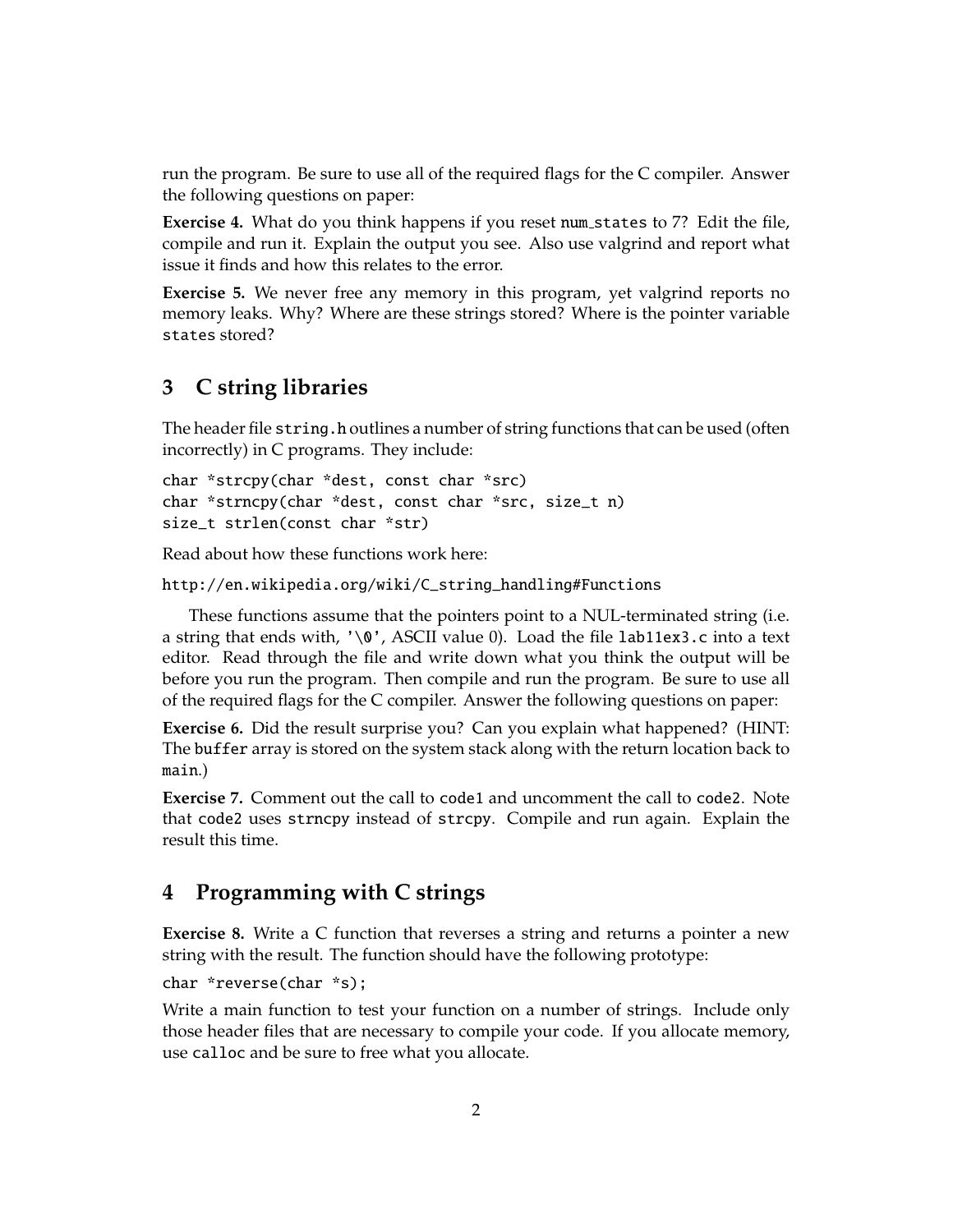run the program. Be sure to use all of the required flags for the C compiler. Answer the following questions on paper:

**Exercise 4.** What do you think happens if you reset `num_states` to 7? Edit the file, compile and run it. Explain the output you see. Also use valgrind and report what issue it finds and how this relates to the error.

**Exercise 5.** We never free any memory in this program, yet valgrind reports no memory leaks. Why? Where are these strings stored? Where is the pointer variable `states` stored?

## 3 C string libraries

The header file `string.h` outlines a number of string functions that can be used (often incorrectly) in C programs. They include:

```
char *strcpy(char *dest, const char *src)
char *strncpy(char *dest, const char *src, size_t n)
size_t strlen(const char *str)
```

Read about how these functions work here:

http://en.wikipedia.org/wiki/C_string_handling#Functions

These functions assume that the pointers point to a NUL-terminated string (i.e. a string that ends with, `'\0'`, ASCII value 0). Load the file `lab11ex3.c` into a text editor. Read through the file and write down what you think the output will be before you run the program. Then compile and run the program. Be sure to use all of the required flags for the C compiler. Answer the following questions on paper:

**Exercise 6.** Did the result surprise you? Can you explain what happened? (HINT: The `buffer` array is stored on the system stack along with the return location back to `main`.)

**Exercise 7.** Comment out the call to `code1` and uncomment the call to `code2`. Note that `code2` uses `strncpy` instead of `strcpy`. Compile and run again. Explain the result this time.

## 4 Programming with C strings

**Exercise 8.** Write a C function that reverses a string and returns a pointer a new string with the result. The function should have the following prototype:

```
char *reverse(char *s);
```

Write a main function to test your function on a number of strings. Include only those header files that are necessary to compile your code. If you allocate memory, use `calloc` and be sure to free what you allocate.